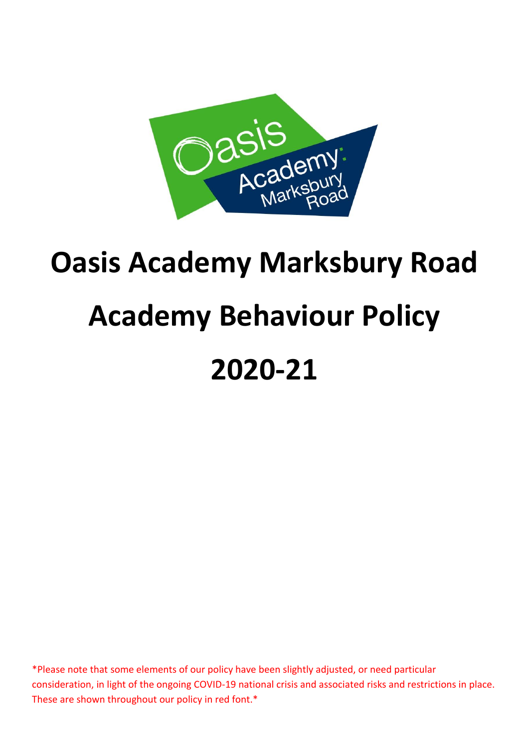# Oasis Academy Marksbury Road

# Academy Behaviour Policy

# 2020-21

*Please note that some elements of our policy have been slightly adjusted, or need particular consideration, in light of the ongoing COVID-19 national crisis and associated risks and restrictions in place. These are shown throughout our policy in red font.*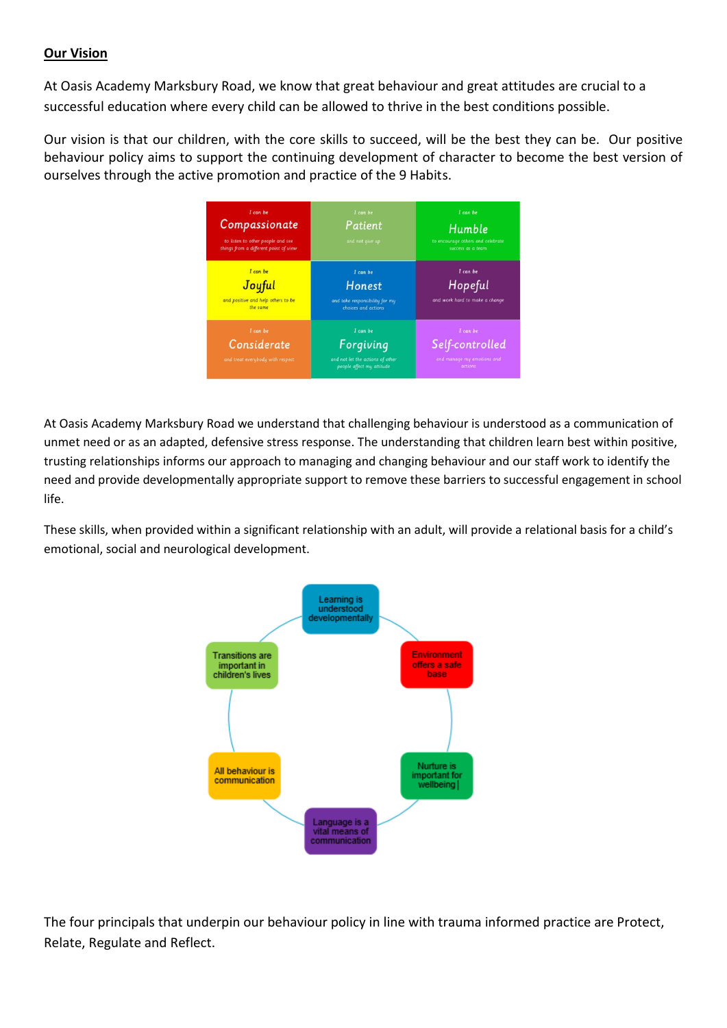## Our Vision

At Oasis Academy Marksbury Road, we know that great behaviour and great attitudes are crucial to a successful education where every child can be allowed to thrive in the best conditions possible.

Our vision is that our children, with the core skills to succeed, will be the best they can be. Our positive behaviour policy aims to support the continuing development of character to become the best version of ourselves through the active promotion and practice of the 9 Habits.

| | | |
|---|---|---|
| I can be **Compassionate** to listen to other people and see things from a different point of view | I can be **Patient** and not give up | I can be **Humble** to encourage others and celebrate success as a team |
| I can be **Joyful** and positive and help others to be the same | I can be **Honest** and take responsibility for my choices and actions | I can be **Hopeful** and work hard to make a change |
| I can be **Considerate** and treat everybody with respect | I can be **Forgiving** and not let the actions of other people affect my attitude | I can be **Self-controlled** and manage my emotions and actions |

At Oasis Academy Marksbury Road we understand that challenging behaviour is understood as a communication of unmet need or as an adapted, defensive stress response. The understanding that children learn best within positive, trusting relationships informs our approach to managing and changing behaviour and our staff work to identify the need and provide developmentally appropriate support to remove these barriers to successful engagement in school life.

These skills, when provided within a significant relationship with an adult, will provide a relational basis for a child's emotional, social and neurological development.

- Learning is understood developmentally
- Environment offers a safe base
- Nurture is important for wellbeing
- Language is a vital means of communication
- All behaviour is communication
- Transitions are important in children's lives

The four principals that underpin our behaviour policy in line with trauma informed practice are Protect, Relate, Regulate and Reflect.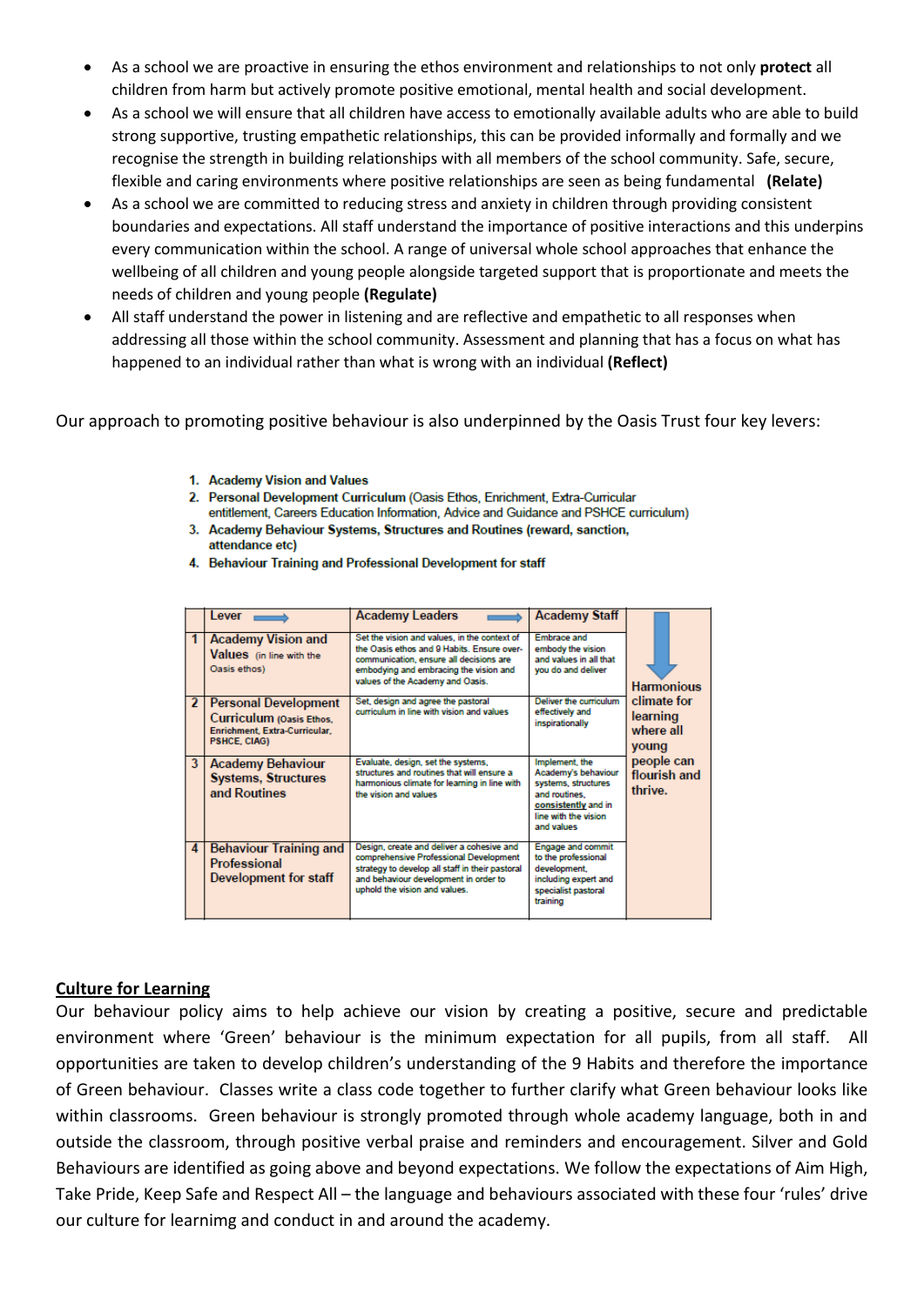- As a school we are proactive in ensuring the ethos environment and relationships to not only **protect** all children from harm but actively promote positive emotional, mental health and social development.
- As a school we will ensure that all children have access to emotionally available adults who are able to build strong supportive, trusting empathetic relationships, this can be provided informally and formally and we recognise the strength in building relationships with all members of the school community. Safe, secure, flexible and caring environments where positive relationships are seen as being fundamental **(Relate)**
- As a school we are committed to reducing stress and anxiety in children through providing consistent boundaries and expectations. All staff understand the importance of positive interactions and this underpins every communication within the school. A range of universal whole school approaches that enhance the wellbeing of all children and young people alongside targeted support that is proportionate and meets the needs of children and young people **(Regulate)**
- All staff understand the power in listening and are reflective and empathetic to all responses when addressing all those within the school community. Assessment and planning that has a focus on what has happened to an individual rather than what is wrong with an individual **(Reflect)**

Our approach to promoting positive behaviour is also underpinned by the Oasis Trust four key levers:

1. **Academy Vision and Values**
2. **Personal Development Curriculum** (Oasis Ethos, Enrichment, Extra-Curricular entitlement, Careers Education Information, Advice and Guidance and PSHCE curriculum)
3. **Academy Behaviour Systems, Structures and Routines** (reward, sanction, attendance etc)
4. **Behaviour Training and Professional Development for staff**

| | Lever → | Academy Leaders → | Academy Staff | ↓ |
|---|---|---|---|---|
| 1 | Academy Vision and Values (in line with the Oasis ethos) | Set the vision and values, in the context of the Oasis ethos and 9 Habits. Ensure over-communication, ensure all decisions are embodying and embracing the vision and values of the Academy and Oasis. | Embrace and embody the vision and values in all that you do and deliver | Harmonious climate for learning where all young people can flourish and thrive. |
| 2 | Personal Development Curriculum (Oasis Ethos, Enrichment, Extra-Curricular, PSHCE, CIAG) | Set, design and agree the pastoral curriculum in line with vision and values | Deliver the curriculum effectively and inspirationally | |
| 3 | Academy Behaviour Systems, Structures and Routines | Evaluate, design, set the systems, structures and routines that will ensure a harmonious climate for learning in line with the vision and values | Implement, the Academy's behaviour systems, structures and routines, consistently and in line with the vision and values | |
| 4 | Behaviour Training and Professional Development for staff | Design, create and deliver a cohesive and comprehensive Professional Development strategy to develop all staff in their pastoral and behaviour development in order to uphold the vision and values. | Engage and commit to the professional development, including expert and specialist pastoral training | |

## Culture for Learning

Our behaviour policy aims to help achieve our vision by creating a positive, secure and predictable environment where 'Green' behaviour is the minimum expectation for all pupils, from all staff. All opportunities are taken to develop children's understanding of the 9 Habits and therefore the importance of Green behaviour. Classes write a class code together to further clarify what Green behaviour looks like within classrooms. Green behaviour is strongly promoted through whole academy language, both in and outside the classroom, through positive verbal praise and reminders and encouragement. Silver and Gold Behaviours are identified as going above and beyond expectations. We follow the expectations of Aim High, Take Pride, Keep Safe and Respect All – the language and behaviours associated with these four 'rules' drive our culture for learnimg and conduct in and around the academy.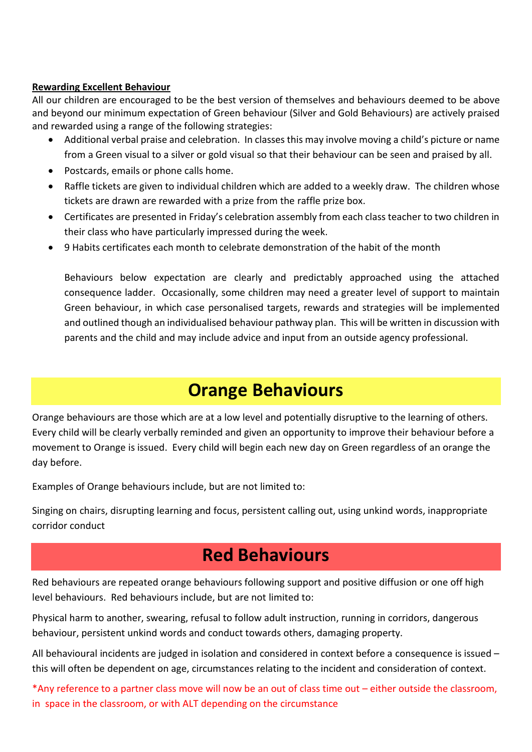**Rewarding Excellent Behaviour**

All our children are encouraged to be the best version of themselves and behaviours deemed to be above and beyond our minimum expectation of Green behaviour (Silver and Gold Behaviours) are actively praised and rewarded using a range of the following strategies:

- Additional verbal praise and celebration. In classes this may involve moving a child's picture or name from a Green visual to a silver or gold visual so that their behaviour can be seen and praised by all.
- Postcards, emails or phone calls home.
- Raffle tickets are given to individual children which are added to a weekly draw. The children whose tickets are drawn are rewarded with a prize from the raffle prize box.
- Certificates are presented in Friday's celebration assembly from each class teacher to two children in their class who have particularly impressed during the week.
- 9 Habits certificates each month to celebrate demonstration of the habit of the month

Behaviours below expectation are clearly and predictably approached using the attached consequence ladder. Occasionally, some children may need a greater level of support to maintain Green behaviour, in which case personalised targets, rewards and strategies will be implemented and outlined though an individualised behaviour pathway plan. This will be written in discussion with parents and the child and may include advice and input from an outside agency professional.

# Orange Behaviours

Orange behaviours are those which are at a low level and potentially disruptive to the learning of others. Every child will be clearly verbally reminded and given an opportunity to improve their behaviour before a movement to Orange is issued. Every child will begin each new day on Green regardless of an orange the day before.

Examples of Orange behaviours include, but are not limited to:

Singing on chairs, disrupting learning and focus, persistent calling out, using unkind words, inappropriate corridor conduct

# Red Behaviours

Red behaviours are repeated orange behaviours following support and positive diffusion or one off high level behaviours. Red behaviours include, but are not limited to:

Physical harm to another, swearing, refusal to follow adult instruction, running in corridors, dangerous behaviour, persistent unkind words and conduct towards others, damaging property.

All behavioural incidents are judged in isolation and considered in context before a consequence is issued – this will often be dependent on age, circumstances relating to the incident and consideration of context.

*Any reference to a partner class move will now be an out of class time out – either outside the classroom, in space in the classroom, or with ALT depending on the circumstance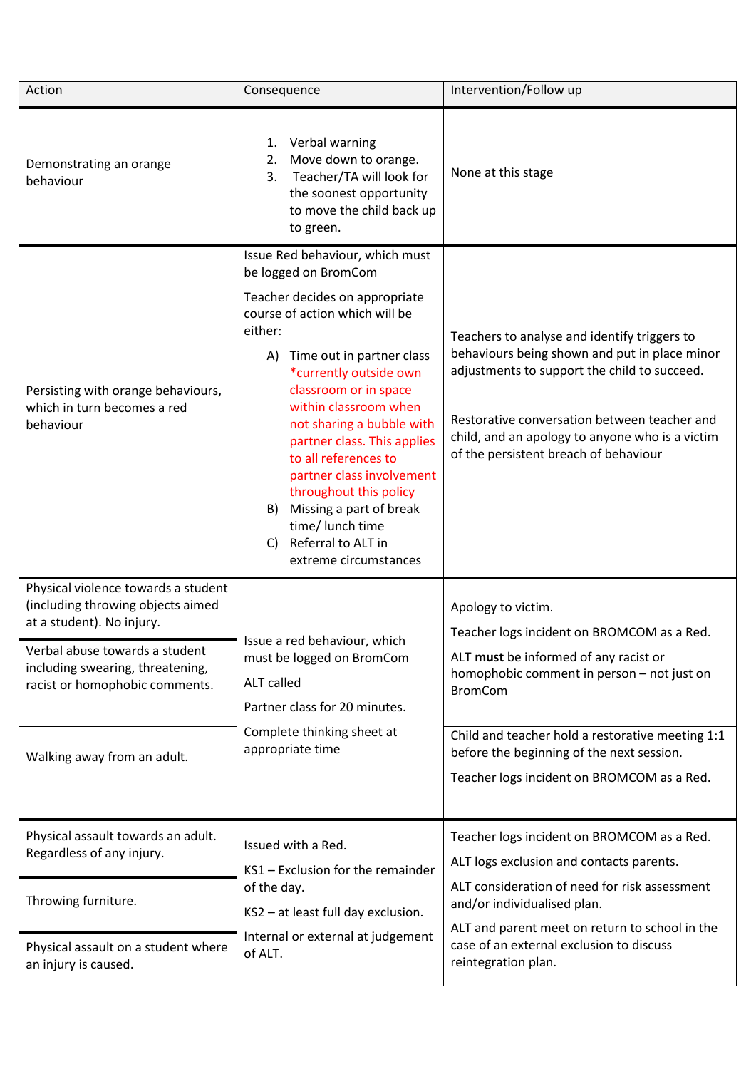| Action | Consequence | Intervention/Follow up |
|---|---|---|
| Demonstrating an orange behaviour | 1. Verbal warning<br>2. Move down to orange.<br>3. Teacher/TA will look for the soonest opportunity to move the child back up to green. | None at this stage |
| Persisting with orange behaviours, which in turn becomes a red behaviour | Issue Red behaviour, which must be logged on BromCom<br><br>Teacher decides on appropriate course of action which will be either:<br>A) Time out in partner class *currently outside own classroom or in space within classroom when not sharing a bubble with partner class. This applies to all references to partner class involvement throughout this policy<br>B) Missing a part of break time/ lunch time<br>C) Referral to ALT in extreme circumstances | Teachers to analyse and identify triggers to behaviours being shown and put in place minor adjustments to support the child to succeed.<br><br>Restorative conversation between teacher and child, and an apology to anyone who is a victim of the persistent breach of behaviour |
| Physical violence towards a student (including throwing objects aimed at a student). No injury. | Issue a red behaviour, which must be logged on BromCom<br><br>ALT called<br><br>Partner class for 20 minutes.<br><br>Complete thinking sheet at appropriate time | Apology to victim.<br><br>Teacher logs incident on BROMCOM as a Red.<br><br>ALT **must** be informed of any racist or homophobic comment in person – not just on BromCom |
| Verbal abuse towards a student including swearing, threatening, racist or homophobic comments. | | |
| Walking away from an adult. | | Child and teacher hold a restorative meeting 1:1 before the beginning of the next session.<br><br>Teacher logs incident on BROMCOM as a Red. |
| Physical assault towards an adult. Regardless of any injury. | Issued with a Red.<br><br>KS1 – Exclusion for the remainder of the day.<br><br>KS2 – at least full day exclusion.<br><br>Internal or external at judgement of ALT. | Teacher logs incident on BROMCOM as a Red.<br><br>ALT logs exclusion and contacts parents.<br><br>ALT consideration of need for risk assessment and/or individualised plan.<br><br>ALT and parent meet on return to school in the case of an external exclusion to discuss reintegration plan. |
| Throwing furniture. | | |
| Physical assault on a student where an injury is caused. | | |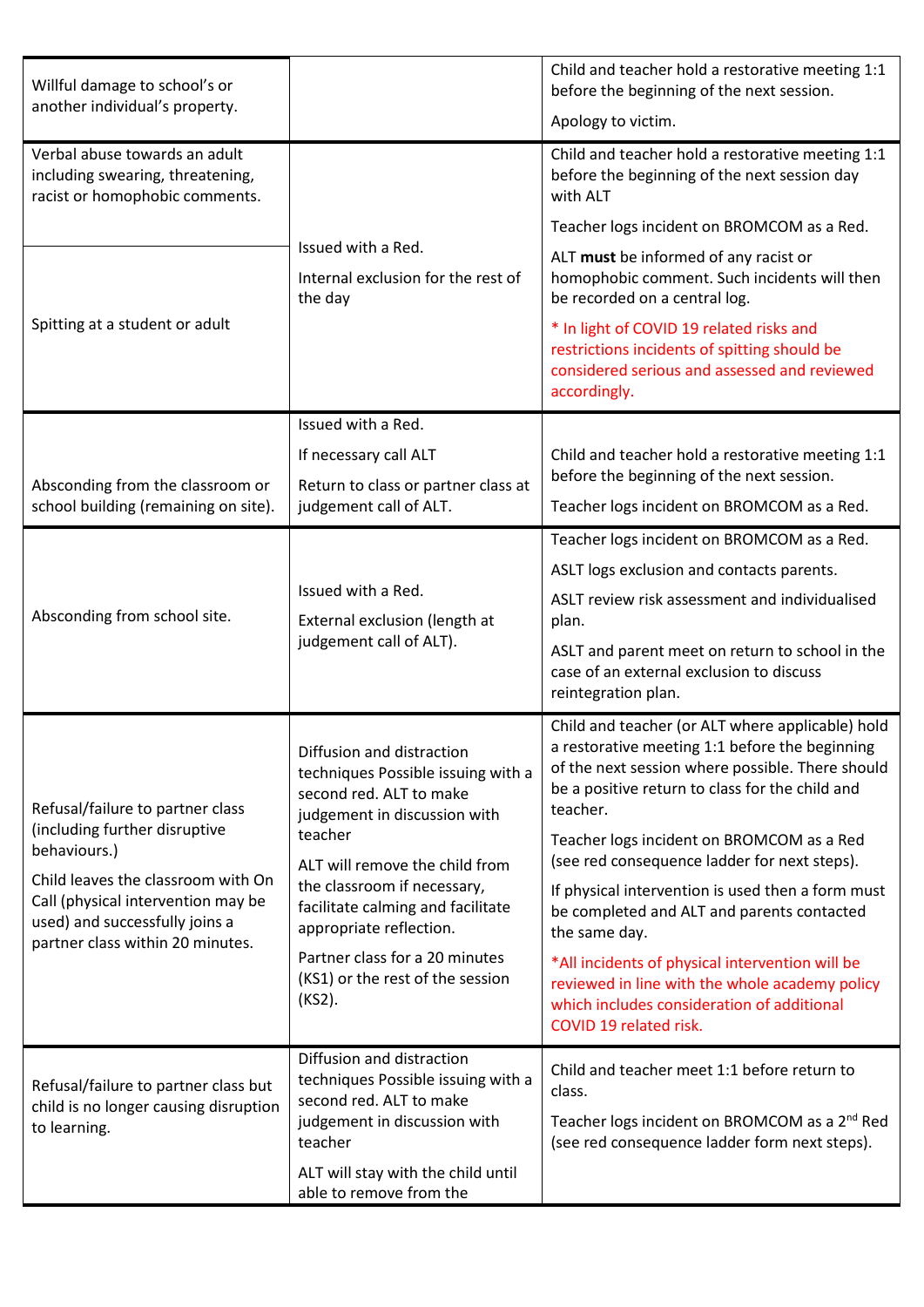| | | |
|---|---|---|
| Willful damage to school's or another individual's property. | | Child and teacher hold a restorative meeting 1:1 before the beginning of the next session.<br><br>Apology to victim. |
| Verbal abuse towards an adult including swearing, threatening, racist or homophobic comments. | Issued with a Red.<br><br>Internal exclusion for the rest of the day | Child and teacher hold a restorative meeting 1:1 before the beginning of the next session day with ALT<br><br>Teacher logs incident on BROMCOM as a Red.<br><br>ALT **must** be informed of any racist or homophobic comment. Such incidents will then be recorded on a central log.<br><br>* In light of COVID 19 related risks and restrictions incidents of spitting should be considered serious and assessed and reviewed accordingly. |
| Spitting at a student or adult | | |
| Absconding from the classroom or school building (remaining on site). | Issued with a Red.<br><br>If necessary call ALT<br><br>Return to class or partner class at judgement call of ALT. | Child and teacher hold a restorative meeting 1:1 before the beginning of the next session.<br><br>Teacher logs incident on BROMCOM as a Red. |
| Absconding from school site. | Issued with a Red.<br><br>External exclusion (length at judgement call of ALT). | Teacher logs incident on BROMCOM as a Red.<br><br>ASLT logs exclusion and contacts parents.<br><br>ASLT review risk assessment and individualised plan.<br><br>ASLT and parent meet on return to school in the case of an external exclusion to discuss reintegration plan. |
| Refusal/failure to partner class (including further disruptive behaviours.)<br><br>Child leaves the classroom with On Call (physical intervention may be used) and successfully joins a partner class within 20 minutes. | Diffusion and distraction techniques Possible issuing with a second red. ALT to make judgement in discussion with teacher<br><br>ALT will remove the child from the classroom if necessary, facilitate calming and facilitate appropriate reflection.<br><br>Partner class for a 20 minutes (KS1) or the rest of the session (KS2). | Child and teacher (or ALT where applicable) hold a restorative meeting 1:1 before the beginning of the next session where possible. There should be a positive return to class for the child and teacher.<br><br>Teacher logs incident on BROMCOM as a Red (see red consequence ladder for next steps).<br><br>If physical intervention is used then a form must be completed and ALT and parents contacted the same day.<br><br>*All incidents of physical intervention will be reviewed in line with the whole academy policy which includes consideration of additional COVID 19 related risk. |
| Refusal/failure to partner class but child is no longer causing disruption to learning. | Diffusion and distraction techniques Possible issuing with a second red. ALT to make judgement in discussion with teacher<br><br>ALT will stay with the child until able to remove from the | Child and teacher meet 1:1 before return to class.<br><br>Teacher logs incident on BROMCOM as a 2nd Red (see red consequence ladder form next steps). |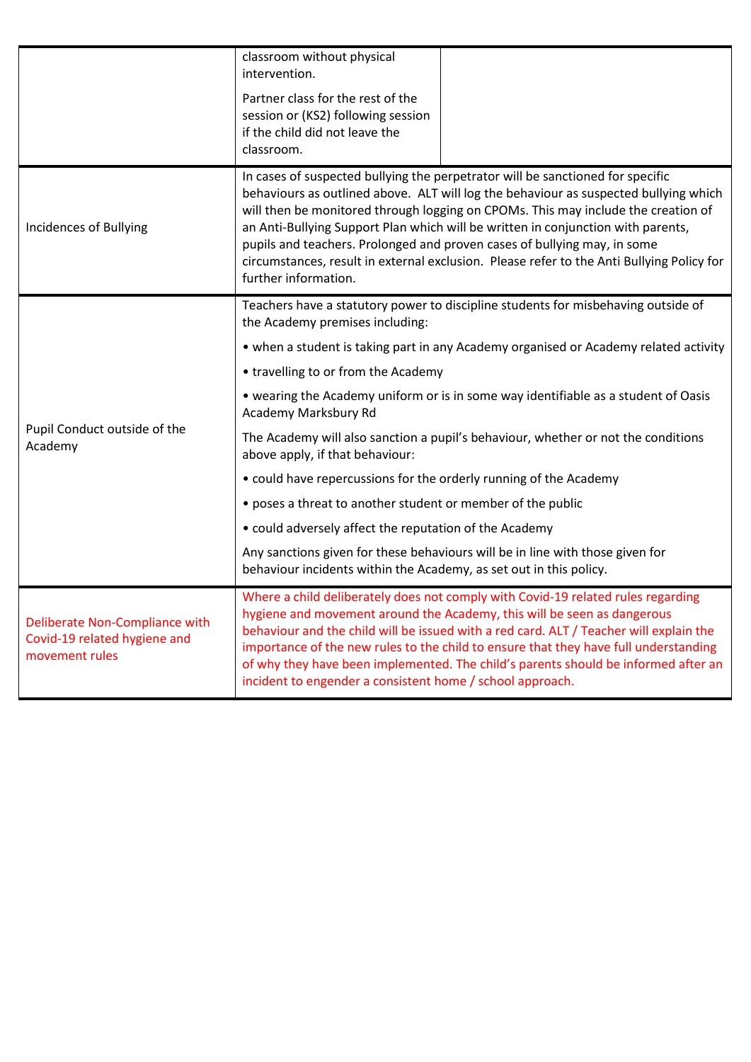| | | |
|---|---|---|
| | classroom without physical intervention.<br><br>Partner class for the rest of the session or (KS2) following session if the child did not leave the classroom. | |
| Incidences of Bullying | In cases of suspected bullying the perpetrator will be sanctioned for specific behaviours as outlined above. ALT will log the behaviour as suspected bullying which will then be monitored through logging on CPOMs. This may include the creation of an Anti-Bullying Support Plan which will be written in conjunction with parents, pupils and teachers. Prolonged and proven cases of bullying may, in some circumstances, result in external exclusion. Please refer to the Anti Bullying Policy for further information. | |
| Pupil Conduct outside of the Academy | Teachers have a statutory power to discipline students for misbehaving outside of the Academy premises including:<br><br>• when a student is taking part in any Academy organised or Academy related activity<br><br>• travelling to or from the Academy<br><br>• wearing the Academy uniform or is in some way identifiable as a student of Oasis Academy Marksbury Rd<br><br>The Academy will also sanction a pupil's behaviour, whether or not the conditions above apply, if that behaviour:<br><br>• could have repercussions for the orderly running of the Academy<br><br>• poses a threat to another student or member of the public<br><br>• could adversely affect the reputation of the Academy<br><br>Any sanctions given for these behaviours will be in line with those given for behaviour incidents within the Academy, as set out in this policy. | |
| Deliberate Non-Compliance with Covid-19 related hygiene and movement rules | Where a child deliberately does not comply with Covid-19 related rules regarding hygiene and movement around the Academy, this will be seen as dangerous behaviour and the child will be issued with a red card. ALT / Teacher will explain the importance of the new rules to the child to ensure that they have full understanding of why they have been implemented. The child's parents should be informed after an incident to engender a consistent home / school approach. | |